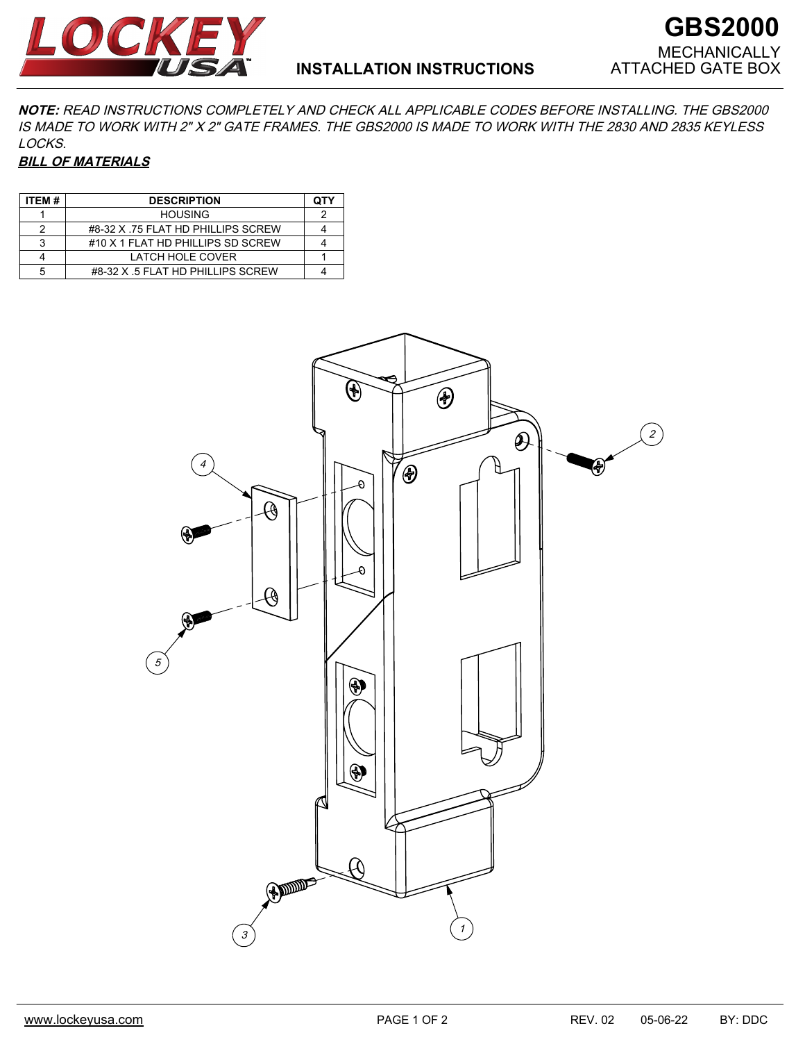# GBS2000

MECHANICALLY ATTACHED GATE BOX

## INSTALLATION INSTRUCTIONS

***NOTE:*** *READ INSTRUCTIONS COMPLETELY AND CHECK ALL APPLICABLE CODES BEFORE INSTALLING. THE GBS2000 IS MADE TO WORK WITH 2" X 2" GATE FRAMES. THE GBS2000 IS MADE TO WORK WITH THE 2830 AND 2835 KEYLESS LOCKS.*

***BILL OF MATERIALS***

| ITEM # | DESCRIPTION | QTY |
|---|---|---|
| 1 | HOUSING | 2 |
| 2 | #8-32 X .75 FLAT HD PHILLIPS SCREW | 4 |
| 3 | #10 X 1 FLAT HD PHILLIPS SD SCREW | 4 |
| 4 | LATCH HOLE COVER | 1 |
| 5 | #8-32 X .5 FLAT HD PHILLIPS SCREW | 4 |

www.lockeyusa.com

REV. 02 05-06-22 BY: DDC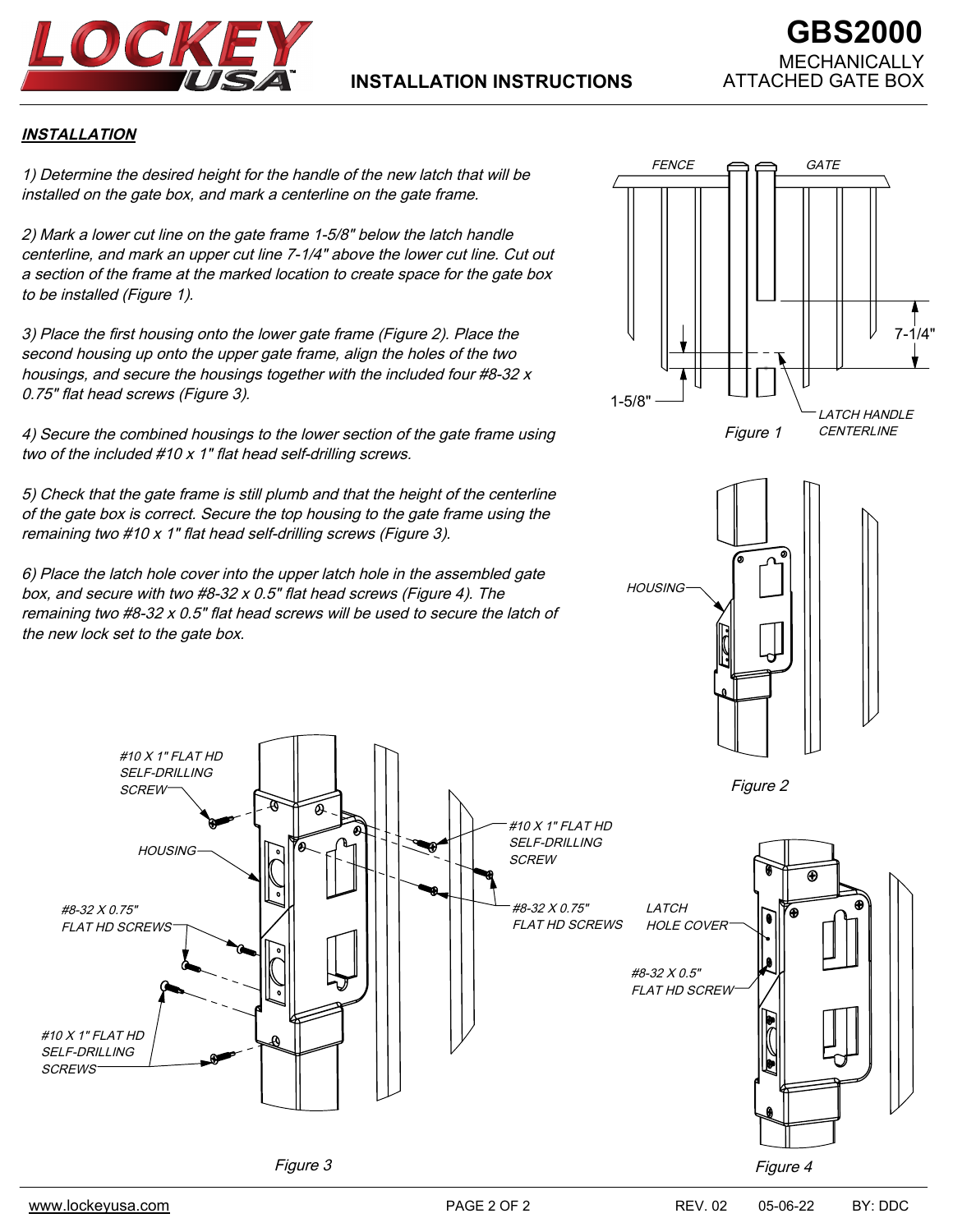**GBS2000**
MECHANICALLY ATTACHED GATE BOX

INSTALLATION INSTRUCTIONS

## *INSTALLATION*

*1) Determine the desired height for the handle of the new latch that will be installed on the gate box, and mark a centerline on the gate frame.*

*2) Mark a lower cut line on the gate frame 1-5/8" below the latch handle centerline, and mark an upper cut line 7-1/4" above the lower cut line. Cut out a section of the frame at the marked location to create space for the gate box to be installed (Figure 1).*

*3) Place the first housing onto the lower gate frame (Figure 2). Place the second housing up onto the upper gate frame, align the holes of the two housings, and secure the housings together with the included four #8-32 x 0.75" flat head screws (Figure 3).*

*4) Secure the combined housings to the lower section of the gate frame using two of the included #10 x 1" flat head self-drilling screws.*

*5) Check that the gate frame is still plumb and that the height of the centerline of the gate box is correct. Secure the top housing to the gate frame using the remaining two #10 x 1" flat head self-drilling screws (Figure 3).*

*6) Place the latch hole cover into the upper latch hole in the assembled gate box, and secure with two #8-32 x 0.5" flat head screws (Figure 4). The remaining two #8-32 x 0.5" flat head screws will be used to secure the latch of the new lock set to the gate box.*

FENCE
GATE
7-1/4"
1-5/8"
LATCH HANDLE CENTERLINE

*Figure 1*

HOUSING

*Figure 2*

#10 X 1" FLAT HD SELF-DRILLING SCREW
HOUSING
#8-32 X 0.75" FLAT HD SCREWS
#10 X 1" FLAT HD SELF-DRILLING SCREWS
#10 X 1" FLAT HD SELF-DRILLING SCREW
#8-32 X 0.75" FLAT HD SCREWS

*Figure 3*

LATCH HOLE COVER
#8-32 X 0.5" FLAT HD SCREW

*Figure 4*

www.lockeyusa.com REV. 02 05-06-22 BY: DDC